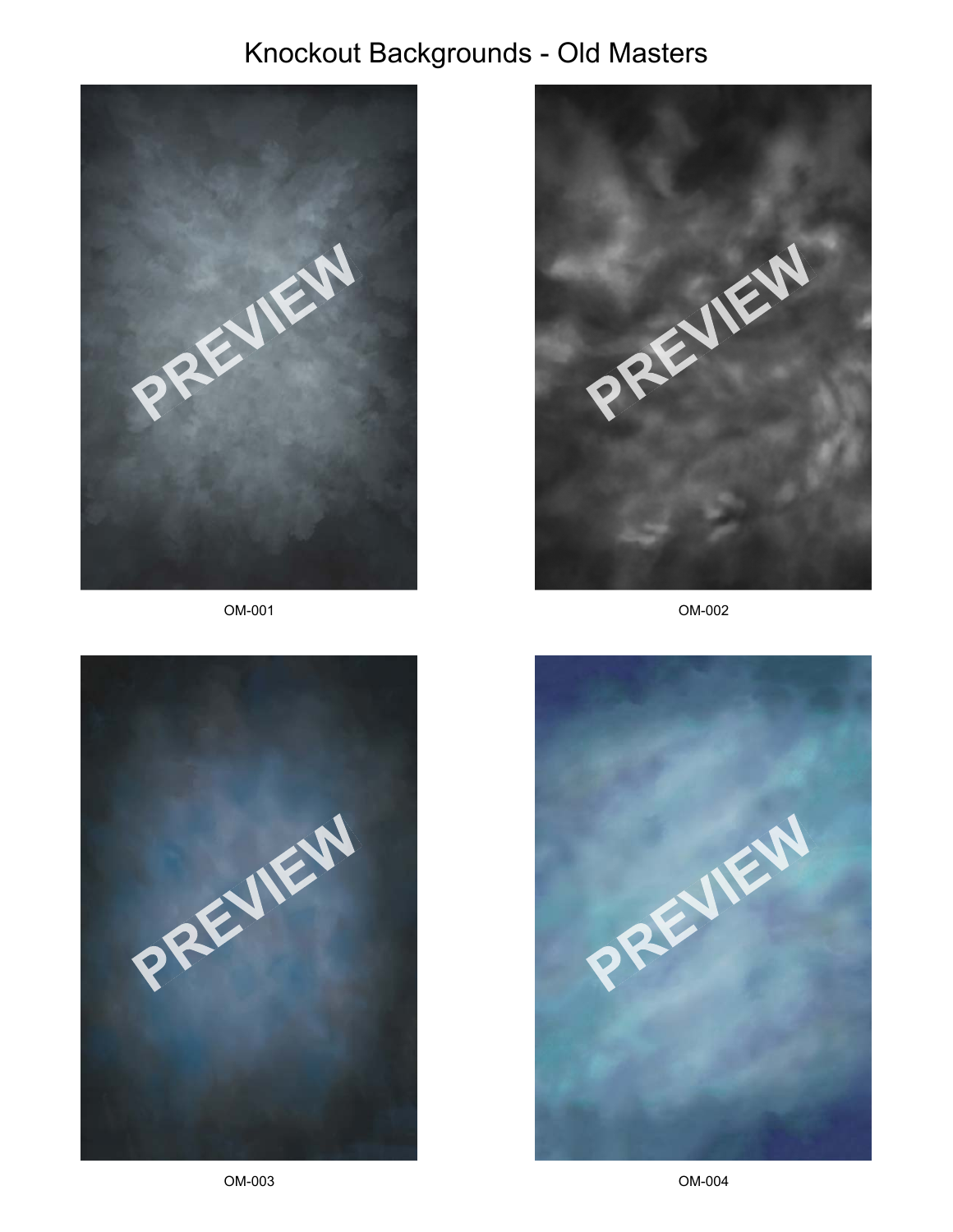# Knockout Backgrounds - Old Masters

OM-001

OM-002

OM-003

OM-004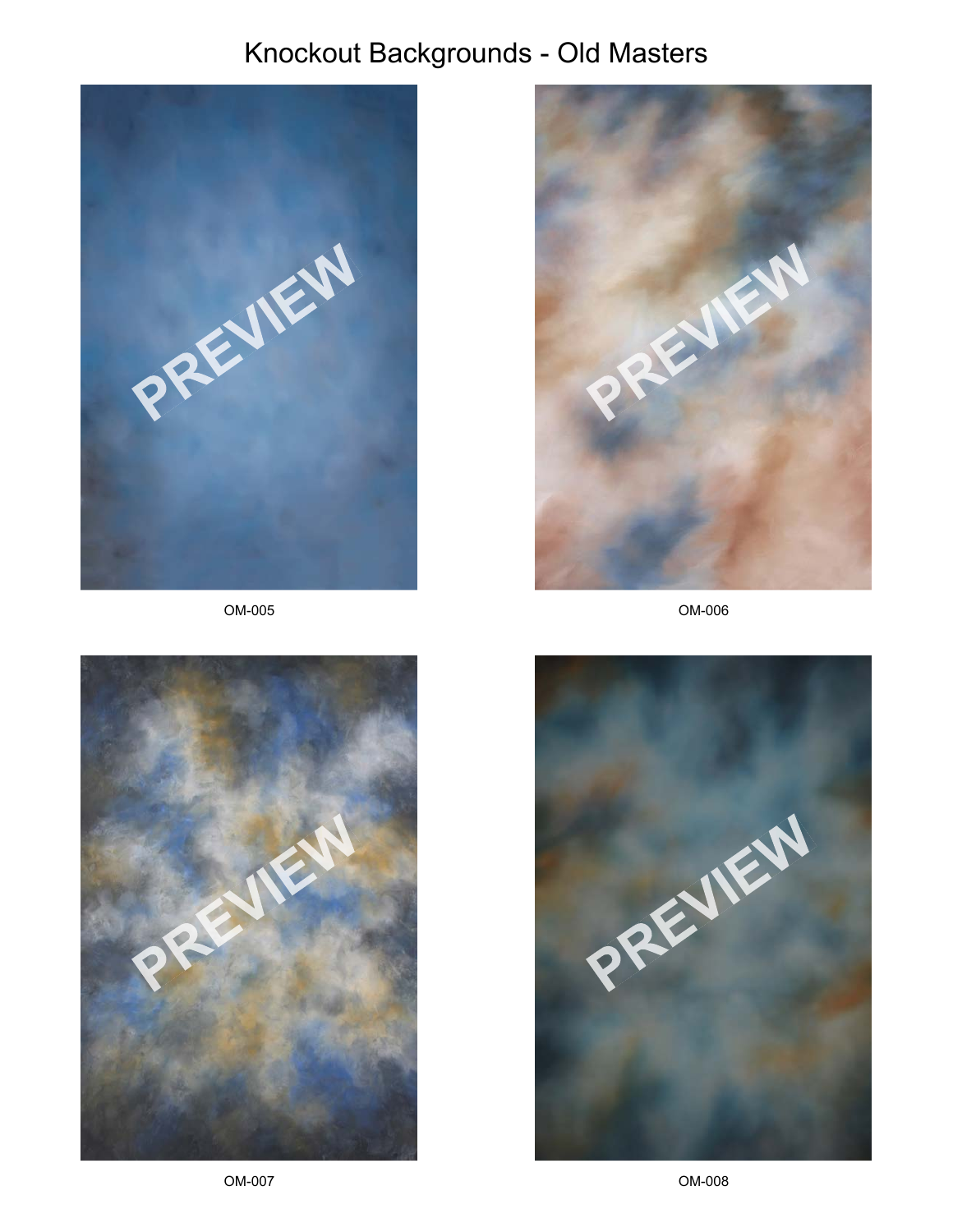# Knockout Backgrounds - Old Masters

OM-005

OM-006

OM-007

OM-008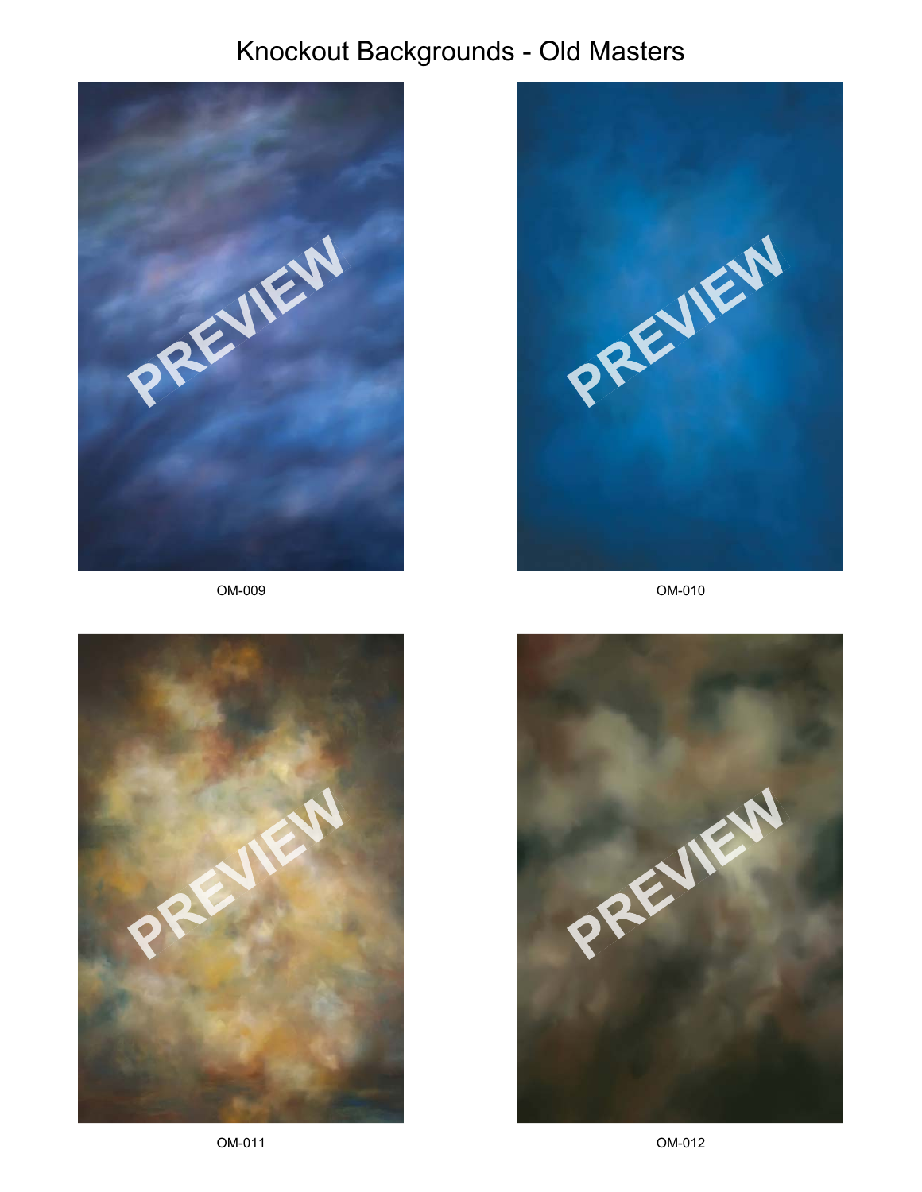# Knockout Backgrounds - Old Masters

OM-009

OM-010

OM-011

OM-012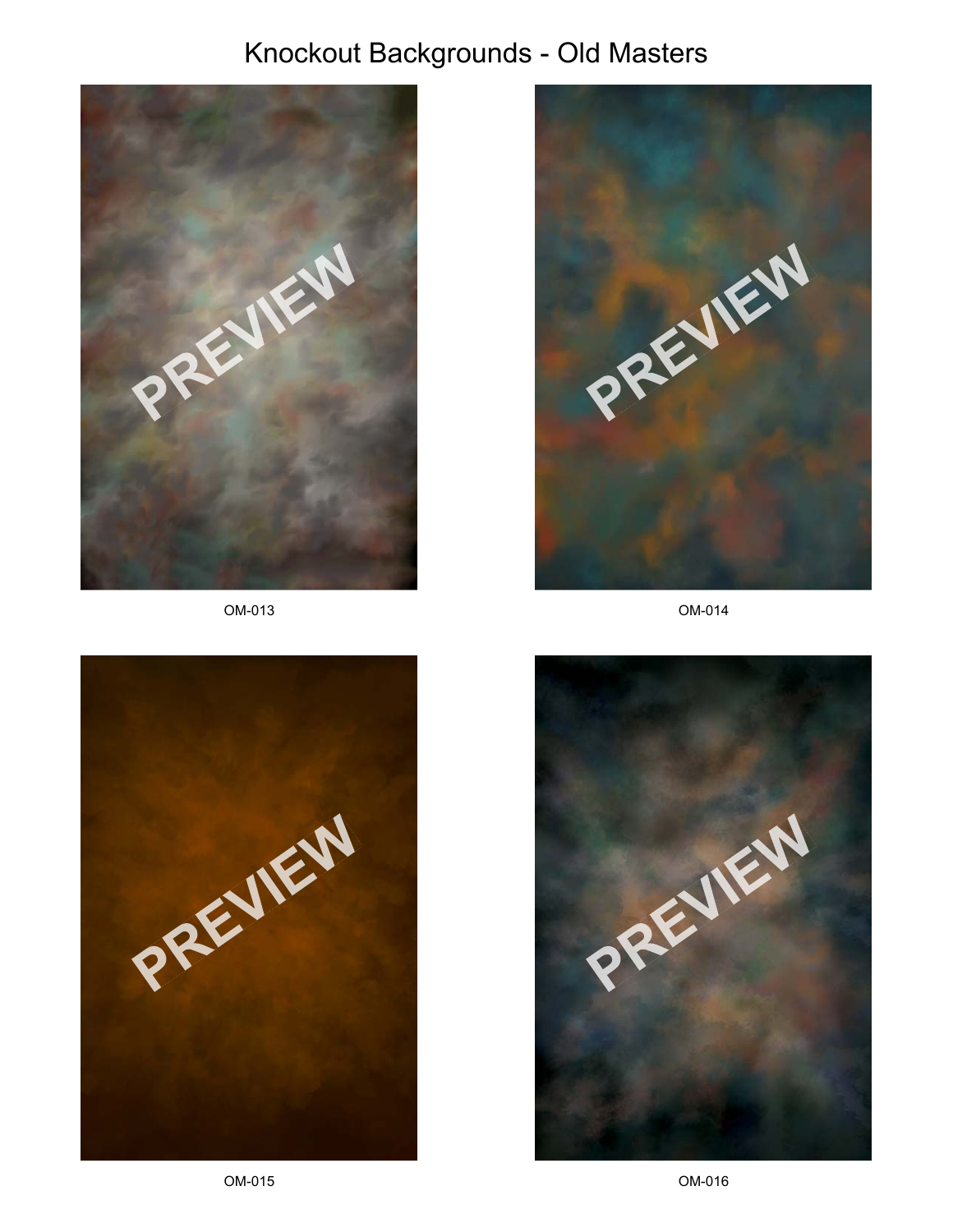# Knockout Backgrounds - Old Masters

OM-013

OM-014

OM-015

OM-016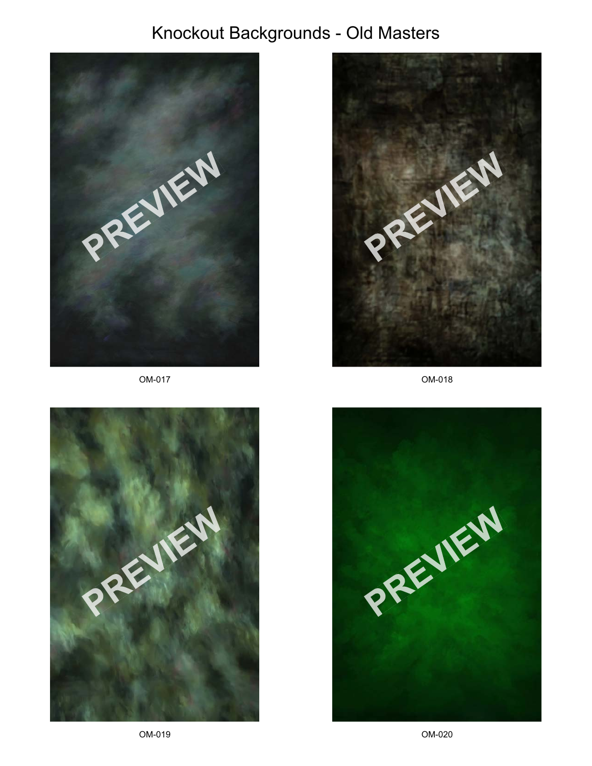# Knockout Backgrounds - Old Masters

OM-017

OM-018

OM-019

OM-020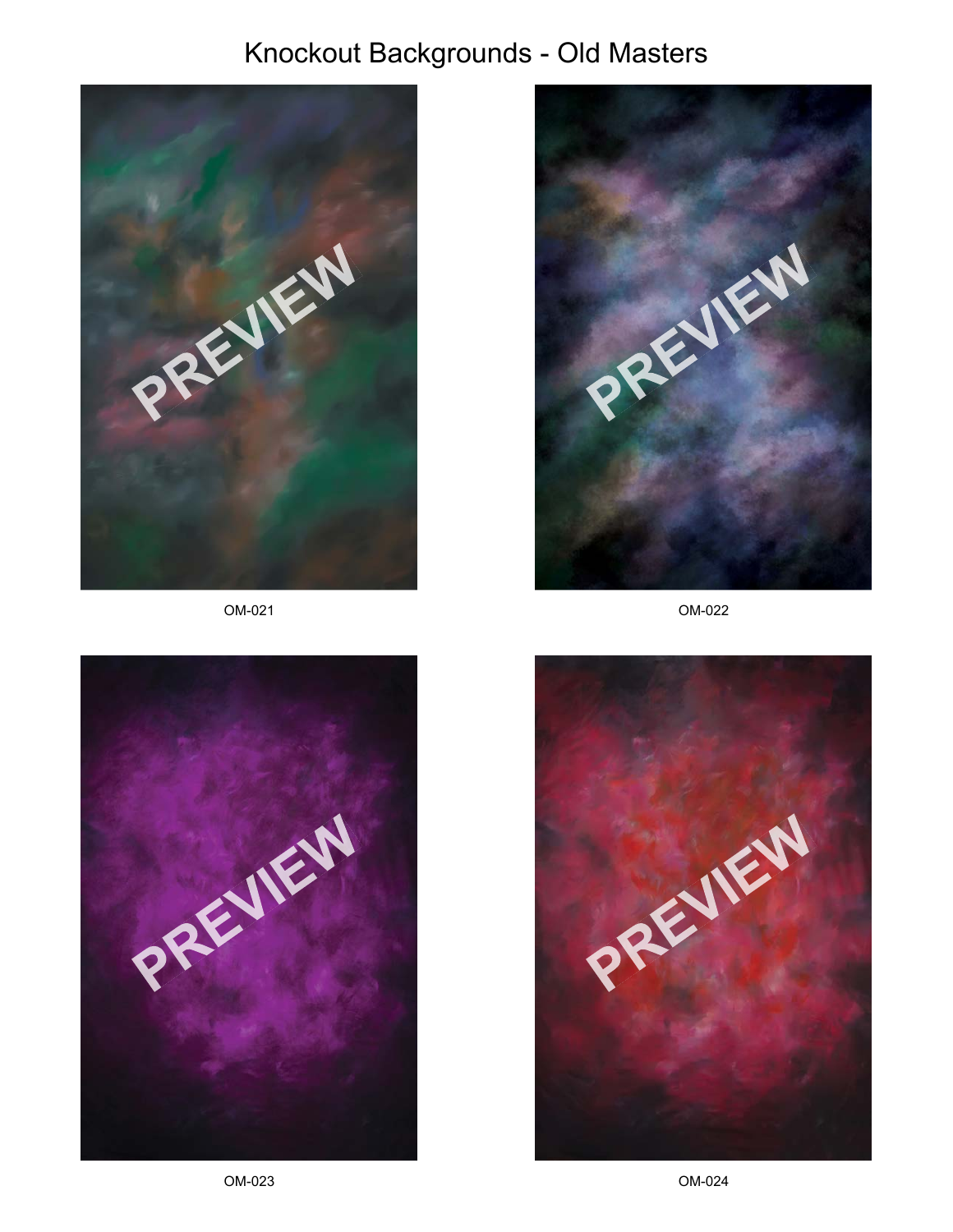# Knockout Backgrounds - Old Masters

OM-021

OM-022

OM-023

OM-024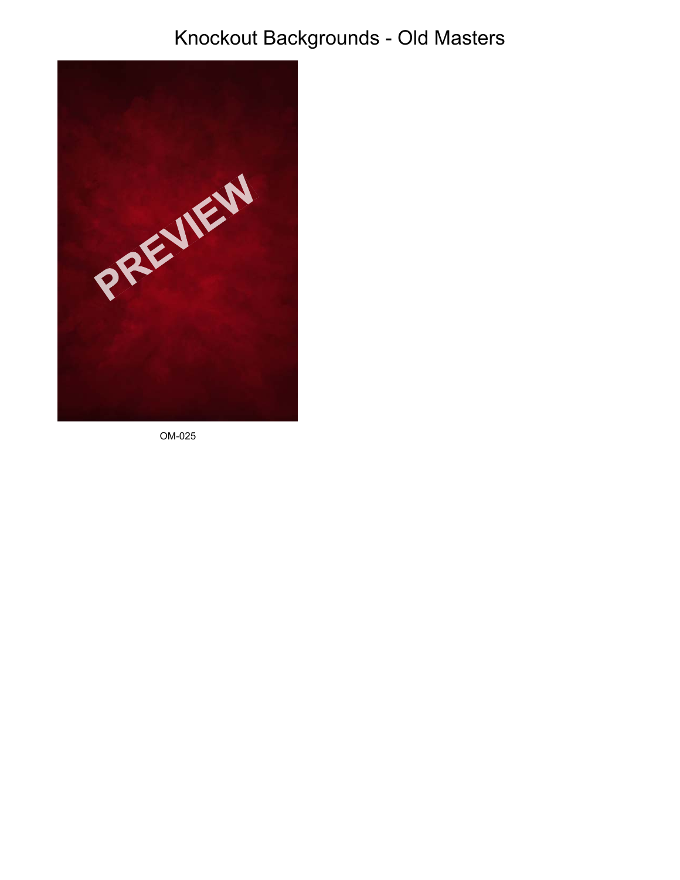# Knockout Backgrounds - Old Masters

OM-025